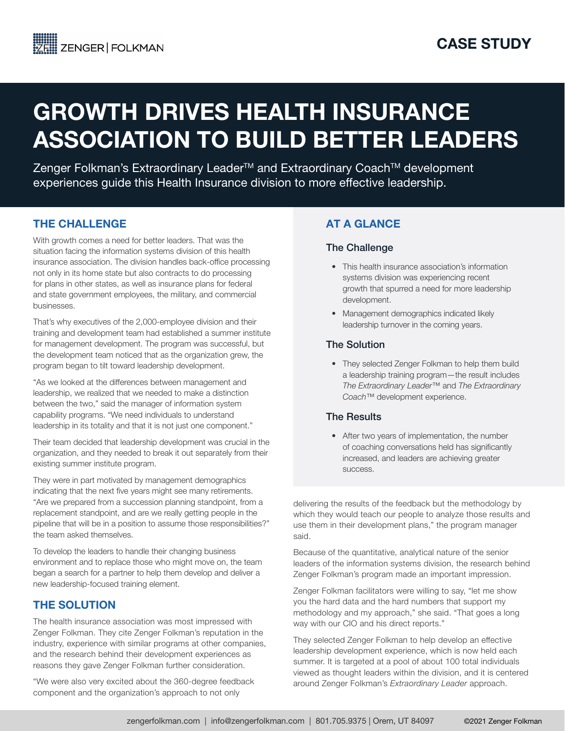CASE STUDY

# GROWTH DRIVES HEALTH INSURANCE ASSOCIATION TO BUILD BETTER LEADERS

Zenger Folkman's Extraordinary Leader™ and Extraordinary Coach™ development experiences guide this Health Insurance division to more effective leadership.

## AT A GLANCE

### The Challenge

- This health insurance association's information systems division was experiencing recent growth that spurred a need for more leadership development.
- Management demographics indicated likely leadership turnover in the coming years.

### The Solution

- They selected Zenger Folkman to help them build a leadership training program—the result includes *The Extraordinary Leader™* and *The Extraordinary Coach™* development experience.

### The Results

- After two years of implementation, the number of coaching conversations held has significantly increased, and leaders are achieving greater success.

## THE CHALLENGE

With growth comes a need for better leaders. That was the situation facing the information systems division of this health insurance association. The division handles back-office processing not only in its home state but also contracts to do processing for plans in other states, as well as insurance plans for federal and state government employees, the military, and commercial businesses.

That's why executives of the 2,000-employee division and their training and development team had established a summer institute for management development. The program was successful, but the development team noticed that as the organization grew, the program began to tilt toward leadership development.

"As we looked at the differences between management and leadership, we realized that we needed to make a distinction between the two," said the manager of information system capability programs. "We need individuals to understand leadership in its totality and that it is not just one component."

Their team decided that leadership development was crucial in the organization, and they needed to break it out separately from their existing summer institute program.

They were in part motivated by management demographics indicating that the next five years might see many retirements. "Are we prepared from a succession planning standpoint, from a replacement standpoint, and are we really getting people in the pipeline that will be in a position to assume those responsibilities?" the team asked themselves.

To develop the leaders to handle their changing business environment and to replace those who might move on, the team began a search for a partner to help them develop and deliver a new leadership-focused training element.

## THE SOLUTION

The health insurance association was most impressed with Zenger Folkman. They cite Zenger Folkman's reputation in the industry, experience with similar programs at other companies, and the research behind their development experiences as reasons they gave Zenger Folkman further consideration.

"We were also very excited about the 360-degree feedback component and the organization's approach to not only delivering the results of the feedback but the methodology by which they would teach our people to analyze those results and use them in their development plans," the program manager said.

Because of the quantitative, analytical nature of the senior leaders of the information systems division, the research behind Zenger Folkman's program made an important impression.

Zenger Folkman facilitators were willing to say, "let me show you the hard data and the hard numbers that support my methodology and my approach," she said. "That goes a long way with our CIO and his direct reports."

They selected Zenger Folkman to help develop an effective leadership development experience, which is now held each summer. It is targeted at a pool of about 100 total individuals viewed as thought leaders within the division, and it is centered around Zenger Folkman's *Extraordinary Leader* approach.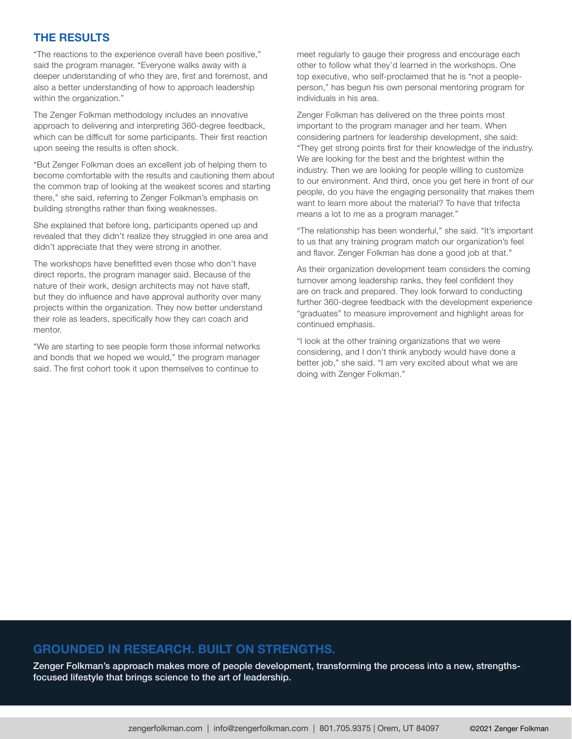## THE RESULTS

"The reactions to the experience overall have been positive," said the program manager. "Everyone walks away with a deeper understanding of who they are, first and foremost, and also a better understanding of how to approach leadership within the organization."

The Zenger Folkman methodology includes an innovative approach to delivering and interpreting 360-degree feedback, which can be difficult for some participants. Their first reaction upon seeing the results is often shock.

"But Zenger Folkman does an excellent job of helping them to become comfortable with the results and cautioning them about the common trap of looking at the weakest scores and starting there," she said, referring to Zenger Folkman's emphasis on building strengths rather than fixing weaknesses.

She explained that before long, participants opened up and revealed that they didn't realize they struggled in one area and didn't appreciate that they were strong in another.

The workshops have benefitted even those who don't have direct reports, the program manager said. Because of the nature of their work, design architects may not have staff, but they do influence and have approval authority over many projects within the organization. They now better understand their role as leaders, specifically how they can coach and mentor.

"We are starting to see people form those informal networks and bonds that we hoped we would," the program manager said. The first cohort took it upon themselves to continue to meet regularly to gauge their progress and encourage each other to follow what they'd learned in the workshops. One top executive, who self-proclaimed that he is "not a people-person," has begun his own personal mentoring program for individuals in his area.

Zenger Folkman has delivered on the three points most important to the program manager and her team. When considering partners for leadership development, she said: "They get strong points first for their knowledge of the industry. We are looking for the best and the brightest within the industry. Then we are looking for people willing to customize to our environment. And third, once you get here in front of our people, do you have the engaging personality that makes them want to learn more about the material? To have that trifecta means a lot to me as a program manager."

"The relationship has been wonderful," she said. "It's important to us that any training program match our organization's feel and flavor. Zenger Folkman has done a good job at that."

As their organization development team considers the coming turnover among leadership ranks, they feel confident they are on track and prepared. They look forward to conducting further 360-degree feedback with the development experience "graduates" to measure improvement and highlight areas for continued emphasis.

"I look at the other training organizations that we were considering, and I don't think anybody would have done a better job," she said. "I am very excited about what we are doing with Zenger Folkman."

## GROUNDED IN RESEARCH. BUILT ON STRENGTHS.

Zenger Folkman's approach makes more of people development, transforming the process into a new, strengths-focused lifestyle that brings science to the art of leadership.

zengerfolkman.com | info@zengerfolkman.com | 801.705.9375 | Orem, UT 84097

©2021 Zenger Folkman